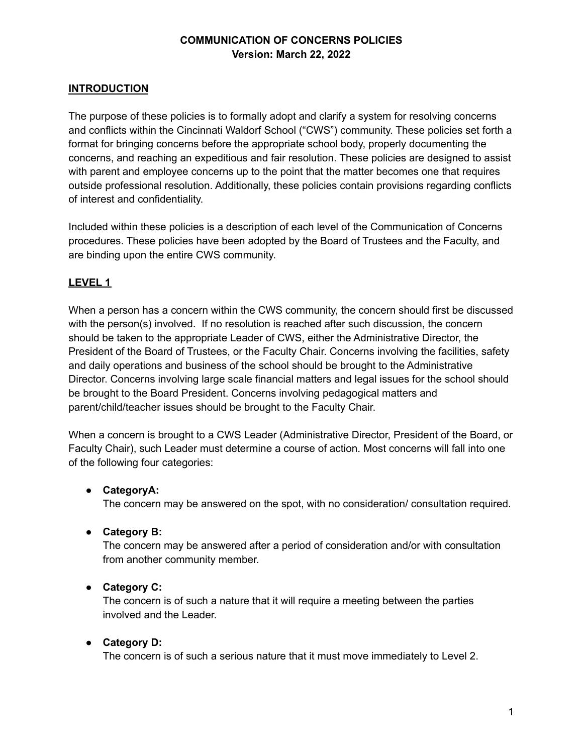# COMMUNICATION OF CONCERNS POLICIES
**Version: March 22, 2022**

## INTRODUCTION

The purpose of these policies is to formally adopt and clarify a system for resolving concerns and conflicts within the Cincinnati Waldorf School ("CWS") community. These policies set forth a format for bringing concerns before the appropriate school body, properly documenting the concerns, and reaching an expeditious and fair resolution. These policies are designed to assist with parent and employee concerns up to the point that the matter becomes one that requires outside professional resolution. Additionally, these policies contain provisions regarding conflicts of interest and confidentiality.

Included within these policies is a description of each level of the Communication of Concerns procedures. These policies have been adopted by the Board of Trustees and the Faculty, and are binding upon the entire CWS community.

## LEVEL 1

When a person has a concern within the CWS community, the concern should first be discussed with the person(s) involved. If no resolution is reached after such discussion, the concern should be taken to the appropriate Leader of CWS, either the Administrative Director, the President of the Board of Trustees, or the Faculty Chair. Concerns involving the facilities, safety and daily operations and business of the school should be brought to the Administrative Director. Concerns involving large scale financial matters and legal issues for the school should be brought to the Board President. Concerns involving pedagogical matters and parent/child/teacher issues should be brought to the Faculty Chair.

When a concern is brought to a CWS Leader (Administrative Director, President of the Board, or Faculty Chair), such Leader must determine a course of action. Most concerns will fall into one of the following four categories:

- **CategoryA:**
  The concern may be answered on the spot, with no consideration/ consultation required.

- **Category B:**
  The concern may be answered after a period of consideration and/or with consultation from another community member.

- **Category C:**
  The concern is of such a nature that it will require a meeting between the parties involved and the Leader.

- **Category D:**
  The concern is of such a serious nature that it must move immediately to Level 2.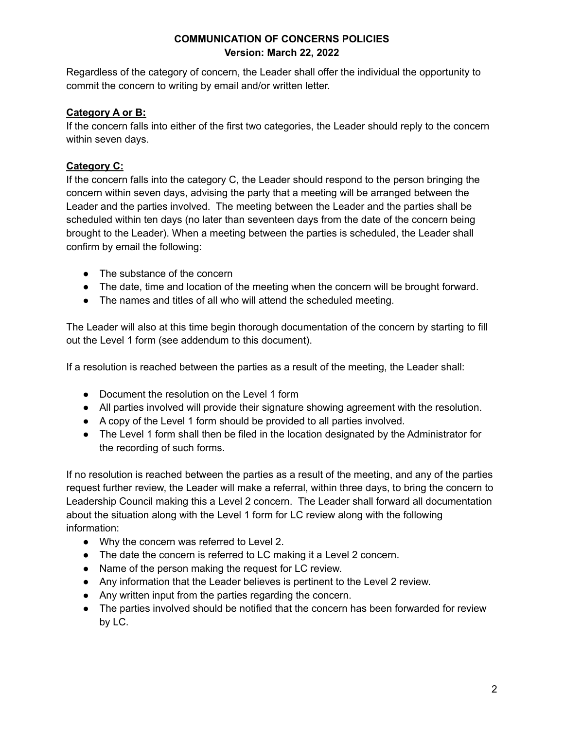Regardless of the category of concern, the Leader shall offer the individual the opportunity to commit the concern to writing by email and/or written letter.

**Category A or B:**

If the concern falls into either of the first two categories, the Leader should reply to the concern within seven days.

**Category C:**

If the concern falls into the category C, the Leader should respond to the person bringing the concern within seven days, advising the party that a meeting will be arranged between the Leader and the parties involved. The meeting between the Leader and the parties shall be scheduled within ten days (no later than seventeen days from the date of the concern being brought to the Leader). When a meeting between the parties is scheduled, the Leader shall confirm by email the following:

- The substance of the concern
- The date, time and location of the meeting when the concern will be brought forward.
- The names and titles of all who will attend the scheduled meeting.

The Leader will also at this time begin thorough documentation of the concern by starting to fill out the Level 1 form (see addendum to this document).

If a resolution is reached between the parties as a result of the meeting, the Leader shall:

- Document the resolution on the Level 1 form
- All parties involved will provide their signature showing agreement with the resolution.
- A copy of the Level 1 form should be provided to all parties involved.
- The Level 1 form shall then be filed in the location designated by the Administrator for the recording of such forms.

If no resolution is reached between the parties as a result of the meeting, and any of the parties request further review, the Leader will make a referral, within three days, to bring the concern to Leadership Council making this a Level 2 concern. The Leader shall forward all documentation about the situation along with the Level 1 form for LC review along with the following information:

- Why the concern was referred to Level 2.
- The date the concern is referred to LC making it a Level 2 concern.
- Name of the person making the request for LC review.
- Any information that the Leader believes is pertinent to the Level 2 review.
- Any written input from the parties regarding the concern.
- The parties involved should be notified that the concern has been forwarded for review by LC.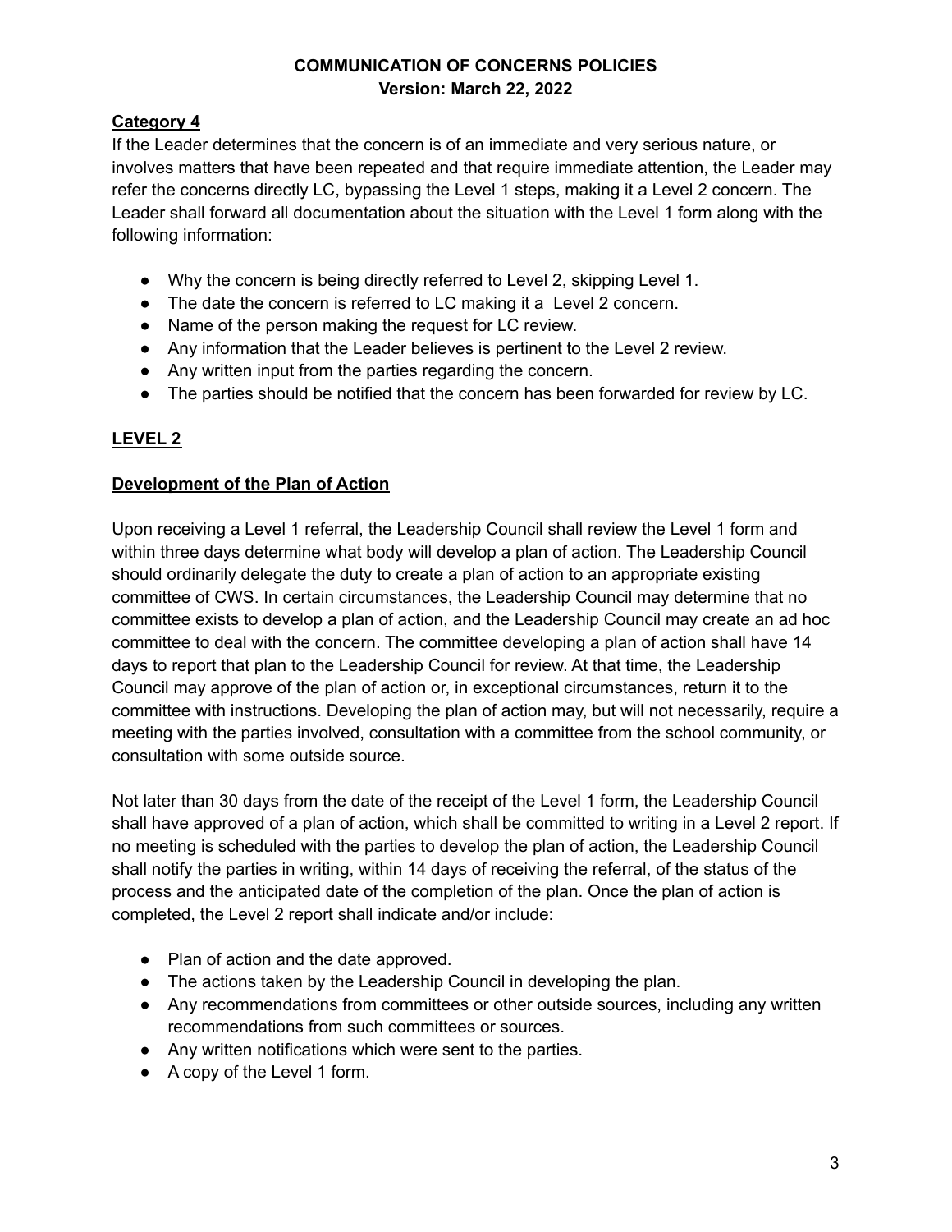**Category 4**

If the Leader determines that the concern is of an immediate and very serious nature, or involves matters that have been repeated and that require immediate attention, the Leader may refer the concerns directly LC, bypassing the Level 1 steps, making it a Level 2 concern. The Leader shall forward all documentation about the situation with the Level 1 form along with the following information:

- Why the concern is being directly referred to Level 2, skipping Level 1.
- The date the concern is referred to LC making it a Level 2 concern.
- Name of the person making the request for LC review.
- Any information that the Leader believes is pertinent to the Level 2 review.
- Any written input from the parties regarding the concern.
- The parties should be notified that the concern has been forwarded for review by LC.

## LEVEL 2

### Development of the Plan of Action

Upon receiving a Level 1 referral, the Leadership Council shall review the Level 1 form and within three days determine what body will develop a plan of action. The Leadership Council should ordinarily delegate the duty to create a plan of action to an appropriate existing committee of CWS. In certain circumstances, the Leadership Council may determine that no committee exists to develop a plan of action, and the Leadership Council may create an ad hoc committee to deal with the concern. The committee developing a plan of action shall have 14 days to report that plan to the Leadership Council for review. At that time, the Leadership Council may approve of the plan of action or, in exceptional circumstances, return it to the committee with instructions. Developing the plan of action may, but will not necessarily, require a meeting with the parties involved, consultation with a committee from the school community, or consultation with some outside source.

Not later than 30 days from the date of the receipt of the Level 1 form, the Leadership Council shall have approved of a plan of action, which shall be committed to writing in a Level 2 report. If no meeting is scheduled with the parties to develop the plan of action, the Leadership Council shall notify the parties in writing, within 14 days of receiving the referral, of the status of the process and the anticipated date of the completion of the plan. Once the plan of action is completed, the Level 2 report shall indicate and/or include:

- Plan of action and the date approved.
- The actions taken by the Leadership Council in developing the plan.
- Any recommendations from committees or other outside sources, including any written recommendations from such committees or sources.
- Any written notifications which were sent to the parties.
- A copy of the Level 1 form.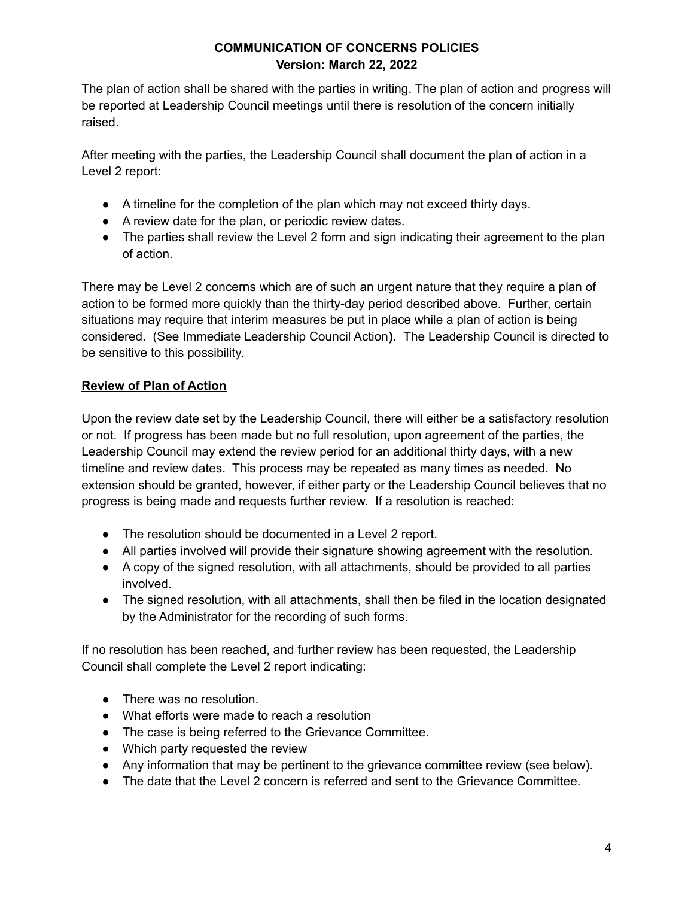The plan of action shall be shared with the parties in writing. The plan of action and progress will be reported at Leadership Council meetings until there is resolution of the concern initially raised.

After meeting with the parties, the Leadership Council shall document the plan of action in a Level 2 report:

- A timeline for the completion of the plan which may not exceed thirty days.
- A review date for the plan, or periodic review dates.
- The parties shall review the Level 2 form and sign indicating their agreement to the plan of action.

There may be Level 2 concerns which are of such an urgent nature that they require a plan of action to be formed more quickly than the thirty-day period described above. Further, certain situations may require that interim measures be put in place while a plan of action is being considered. (See Immediate Leadership Council Action**)**. The Leadership Council is directed to be sensitive to this possibility.

**Review of Plan of Action**

Upon the review date set by the Leadership Council, there will either be a satisfactory resolution or not. If progress has been made but no full resolution, upon agreement of the parties, the Leadership Council may extend the review period for an additional thirty days, with a new timeline and review dates. This process may be repeated as many times as needed. No extension should be granted, however, if either party or the Leadership Council believes that no progress is being made and requests further review. If a resolution is reached:

- The resolution should be documented in a Level 2 report.
- All parties involved will provide their signature showing agreement with the resolution.
- A copy of the signed resolution, with all attachments, should be provided to all parties involved.
- The signed resolution, with all attachments, shall then be filed in the location designated by the Administrator for the recording of such forms.

If no resolution has been reached, and further review has been requested, the Leadership Council shall complete the Level 2 report indicating:

- There was no resolution.
- What efforts were made to reach a resolution
- The case is being referred to the Grievance Committee.
- Which party requested the review
- Any information that may be pertinent to the grievance committee review (see below).
- The date that the Level 2 concern is referred and sent to the Grievance Committee.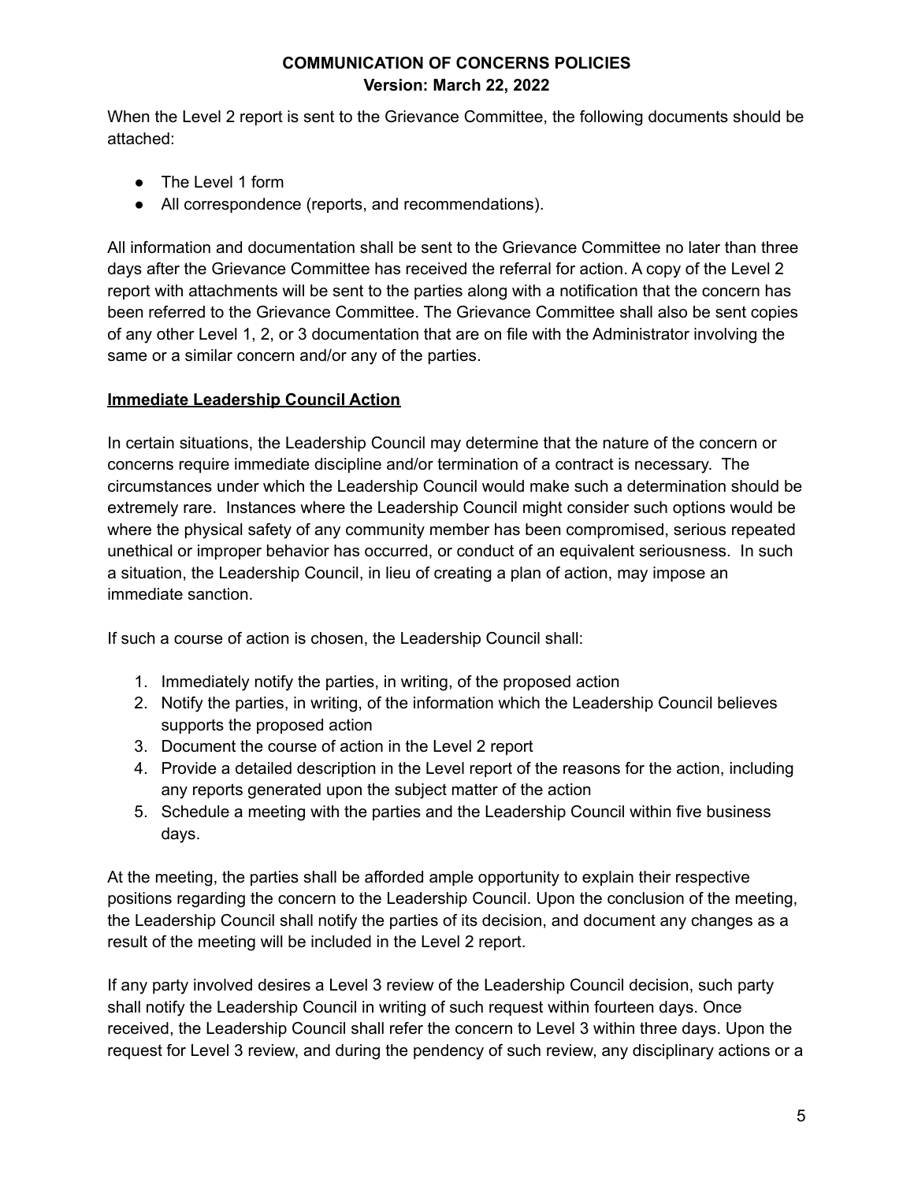When the Level 2 report is sent to the Grievance Committee, the following documents should be attached:

- The Level 1 form
- All correspondence (reports, and recommendations).

All information and documentation shall be sent to the Grievance Committee no later than three days after the Grievance Committee has received the referral for action. A copy of the Level 2 report with attachments will be sent to the parties along with a notification that the concern has been referred to the Grievance Committee. The Grievance Committee shall also be sent copies of any other Level 1, 2, or 3 documentation that are on file with the Administrator involving the same or a similar concern and/or any of the parties.

**Immediate Leadership Council Action**

In certain situations, the Leadership Council may determine that the nature of the concern or concerns require immediate discipline and/or termination of a contract is necessary. The circumstances under which the Leadership Council would make such a determination should be extremely rare. Instances where the Leadership Council might consider such options would be where the physical safety of any community member has been compromised, serious repeated unethical or improper behavior has occurred, or conduct of an equivalent seriousness. In such a situation, the Leadership Council, in lieu of creating a plan of action, may impose an immediate sanction.

If such a course of action is chosen, the Leadership Council shall:

1. Immediately notify the parties, in writing, of the proposed action
2. Notify the parties, in writing, of the information which the Leadership Council believes supports the proposed action
3. Document the course of action in the Level 2 report
4. Provide a detailed description in the Level report of the reasons for the action, including any reports generated upon the subject matter of the action
5. Schedule a meeting with the parties and the Leadership Council within five business days.

At the meeting, the parties shall be afforded ample opportunity to explain their respective positions regarding the concern to the Leadership Council. Upon the conclusion of the meeting, the Leadership Council shall notify the parties of its decision, and document any changes as a result of the meeting will be included in the Level 2 report.

If any party involved desires a Level 3 review of the Leadership Council decision, such party shall notify the Leadership Council in writing of such request within fourteen days. Once received, the Leadership Council shall refer the concern to Level 3 within three days. Upon the request for Level 3 review, and during the pendency of such review, any disciplinary actions or a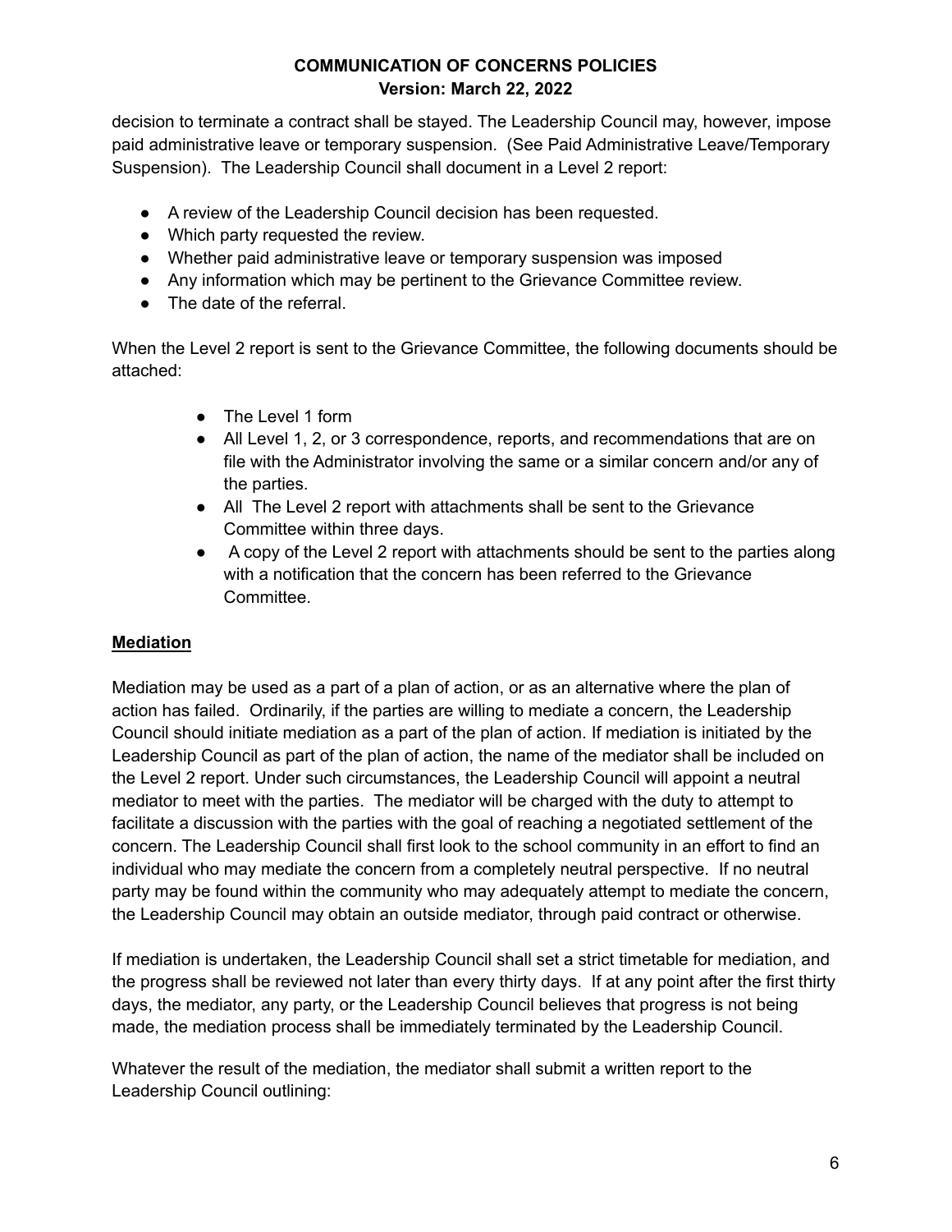decision to terminate a contract shall be stayed. The Leadership Council may, however, impose paid administrative leave or temporary suspension. (See Paid Administrative Leave/Temporary Suspension). The Leadership Council shall document in a Level 2 report:

- A review of the Leadership Council decision has been requested.
- Which party requested the review.
- Whether paid administrative leave or temporary suspension was imposed
- Any information which may be pertinent to the Grievance Committee review.
- The date of the referral.

When the Level 2 report is sent to the Grievance Committee, the following documents should be attached:

- The Level 1 form
- All Level 1, 2, or 3 correspondence, reports, and recommendations that are on file with the Administrator involving the same or a similar concern and/or any of the parties.
- All The Level 2 report with attachments shall be sent to the Grievance Committee within three days.
- A copy of the Level 2 report with attachments should be sent to the parties along with a notification that the concern has been referred to the Grievance Committee.

## Mediation

Mediation may be used as a part of a plan of action, or as an alternative where the plan of action has failed. Ordinarily, if the parties are willing to mediate a concern, the Leadership Council should initiate mediation as a part of the plan of action. If mediation is initiated by the Leadership Council as part of the plan of action, the name of the mediator shall be included on the Level 2 report. Under such circumstances, the Leadership Council will appoint a neutral mediator to meet with the parties. The mediator will be charged with the duty to attempt to facilitate a discussion with the parties with the goal of reaching a negotiated settlement of the concern. The Leadership Council shall first look to the school community in an effort to find an individual who may mediate the concern from a completely neutral perspective. If no neutral party may be found within the community who may adequately attempt to mediate the concern, the Leadership Council may obtain an outside mediator, through paid contract or otherwise.

If mediation is undertaken, the Leadership Council shall set a strict timetable for mediation, and the progress shall be reviewed not later than every thirty days. If at any point after the first thirty days, the mediator, any party, or the Leadership Council believes that progress is not being made, the mediation process shall be immediately terminated by the Leadership Council.

Whatever the result of the mediation, the mediator shall submit a written report to the Leadership Council outlining: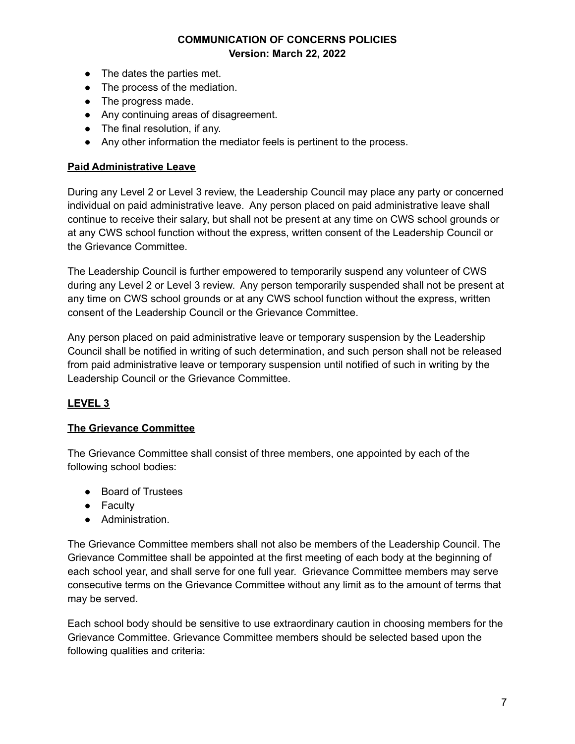- The dates the parties met.
- The process of the mediation.
- The progress made.
- Any continuing areas of disagreement.
- The final resolution, if any.
- Any other information the mediator feels is pertinent to the process.

**Paid Administrative Leave**

During any Level 2 or Level 3 review, the Leadership Council may place any party or concerned individual on paid administrative leave. Any person placed on paid administrative leave shall continue to receive their salary, but shall not be present at any time on CWS school grounds or at any CWS school function without the express, written consent of the Leadership Council or the Grievance Committee.

The Leadership Council is further empowered to temporarily suspend any volunteer of CWS during any Level 2 or Level 3 review. Any person temporarily suspended shall not be present at any time on CWS school grounds or at any CWS school function without the express, written consent of the Leadership Council or the Grievance Committee.

Any person placed on paid administrative leave or temporary suspension by the Leadership Council shall be notified in writing of such determination, and such person shall not be released from paid administrative leave or temporary suspension until notified of such in writing by the Leadership Council or the Grievance Committee.

## LEVEL 3

**The Grievance Committee**

The Grievance Committee shall consist of three members, one appointed by each of the following school bodies:

- Board of Trustees
- Faculty
- Administration.

The Grievance Committee members shall not also be members of the Leadership Council. The Grievance Committee shall be appointed at the first meeting of each body at the beginning of each school year, and shall serve for one full year. Grievance Committee members may serve consecutive terms on the Grievance Committee without any limit as to the amount of terms that may be served.

Each school body should be sensitive to use extraordinary caution in choosing members for the Grievance Committee. Grievance Committee members should be selected based upon the following qualities and criteria: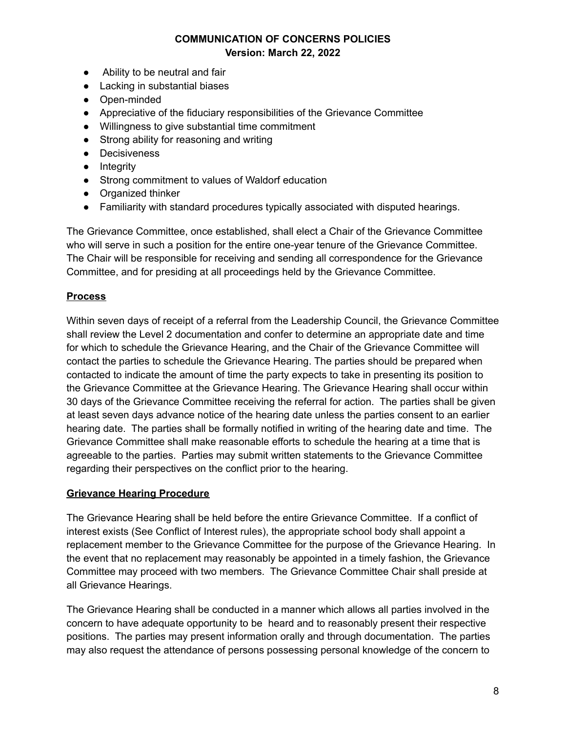- Ability to be neutral and fair
- Lacking in substantial biases
- Open-minded
- Appreciative of the fiduciary responsibilities of the Grievance Committee
- Willingness to give substantial time commitment
- Strong ability for reasoning and writing
- Decisiveness
- Integrity
- Strong commitment to values of Waldorf education
- Organized thinker
- Familiarity with standard procedures typically associated with disputed hearings.

The Grievance Committee, once established, shall elect a Chair of the Grievance Committee who will serve in such a position for the entire one-year tenure of the Grievance Committee. The Chair will be responsible for receiving and sending all correspondence for the Grievance Committee, and for presiding at all proceedings held by the Grievance Committee.

**Process**

Within seven days of receipt of a referral from the Leadership Council, the Grievance Committee shall review the Level 2 documentation and confer to determine an appropriate date and time for which to schedule the Grievance Hearing, and the Chair of the Grievance Committee will contact the parties to schedule the Grievance Hearing. The parties should be prepared when contacted to indicate the amount of time the party expects to take in presenting its position to the Grievance Committee at the Grievance Hearing. The Grievance Hearing shall occur within 30 days of the Grievance Committee receiving the referral for action. The parties shall be given at least seven days advance notice of the hearing date unless the parties consent to an earlier hearing date. The parties shall be formally notified in writing of the hearing date and time. The Grievance Committee shall make reasonable efforts to schedule the hearing at a time that is agreeable to the parties. Parties may submit written statements to the Grievance Committee regarding their perspectives on the conflict prior to the hearing.

**Grievance Hearing Procedure**

The Grievance Hearing shall be held before the entire Grievance Committee. If a conflict of interest exists (See Conflict of Interest rules), the appropriate school body shall appoint a replacement member to the Grievance Committee for the purpose of the Grievance Hearing. In the event that no replacement may reasonably be appointed in a timely fashion, the Grievance Committee may proceed with two members. The Grievance Committee Chair shall preside at all Grievance Hearings.

The Grievance Hearing shall be conducted in a manner which allows all parties involved in the concern to have adequate opportunity to be heard and to reasonably present their respective positions. The parties may present information orally and through documentation. The parties may also request the attendance of persons possessing personal knowledge of the concern to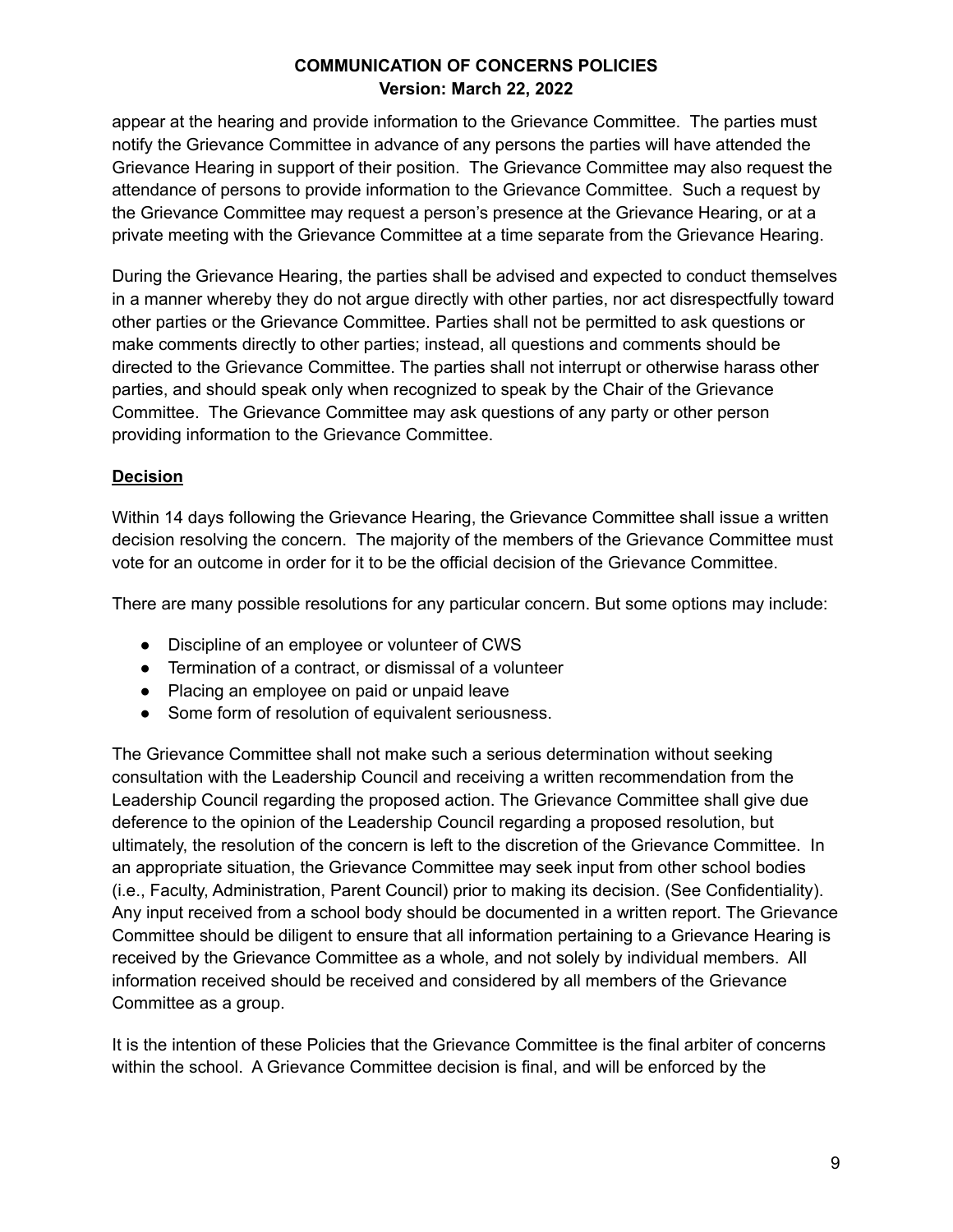appear at the hearing and provide information to the Grievance Committee. The parties must notify the Grievance Committee in advance of any persons the parties will have attended the Grievance Hearing in support of their position. The Grievance Committee may also request the attendance of persons to provide information to the Grievance Committee. Such a request by the Grievance Committee may request a person's presence at the Grievance Hearing, or at a private meeting with the Grievance Committee at a time separate from the Grievance Hearing.

During the Grievance Hearing, the parties shall be advised and expected to conduct themselves in a manner whereby they do not argue directly with other parties, nor act disrespectfully toward other parties or the Grievance Committee. Parties shall not be permitted to ask questions or make comments directly to other parties; instead, all questions and comments should be directed to the Grievance Committee. The parties shall not interrupt or otherwise harass other parties, and should speak only when recognized to speak by the Chair of the Grievance Committee. The Grievance Committee may ask questions of any party or other person providing information to the Grievance Committee.

**Decision**

Within 14 days following the Grievance Hearing, the Grievance Committee shall issue a written decision resolving the concern. The majority of the members of the Grievance Committee must vote for an outcome in order for it to be the official decision of the Grievance Committee.

There are many possible resolutions for any particular concern. But some options may include:

- Discipline of an employee or volunteer of CWS
- Termination of a contract, or dismissal of a volunteer
- Placing an employee on paid or unpaid leave
- Some form of resolution of equivalent seriousness.

The Grievance Committee shall not make such a serious determination without seeking consultation with the Leadership Council and receiving a written recommendation from the Leadership Council regarding the proposed action. The Grievance Committee shall give due deference to the opinion of the Leadership Council regarding a proposed resolution, but ultimately, the resolution of the concern is left to the discretion of the Grievance Committee. In an appropriate situation, the Grievance Committee may seek input from other school bodies (i.e., Faculty, Administration, Parent Council) prior to making its decision. (See Confidentiality). Any input received from a school body should be documented in a written report. The Grievance Committee should be diligent to ensure that all information pertaining to a Grievance Hearing is received by the Grievance Committee as a whole, and not solely by individual members. All information received should be received and considered by all members of the Grievance Committee as a group.

It is the intention of these Policies that the Grievance Committee is the final arbiter of concerns within the school. A Grievance Committee decision is final, and will be enforced by the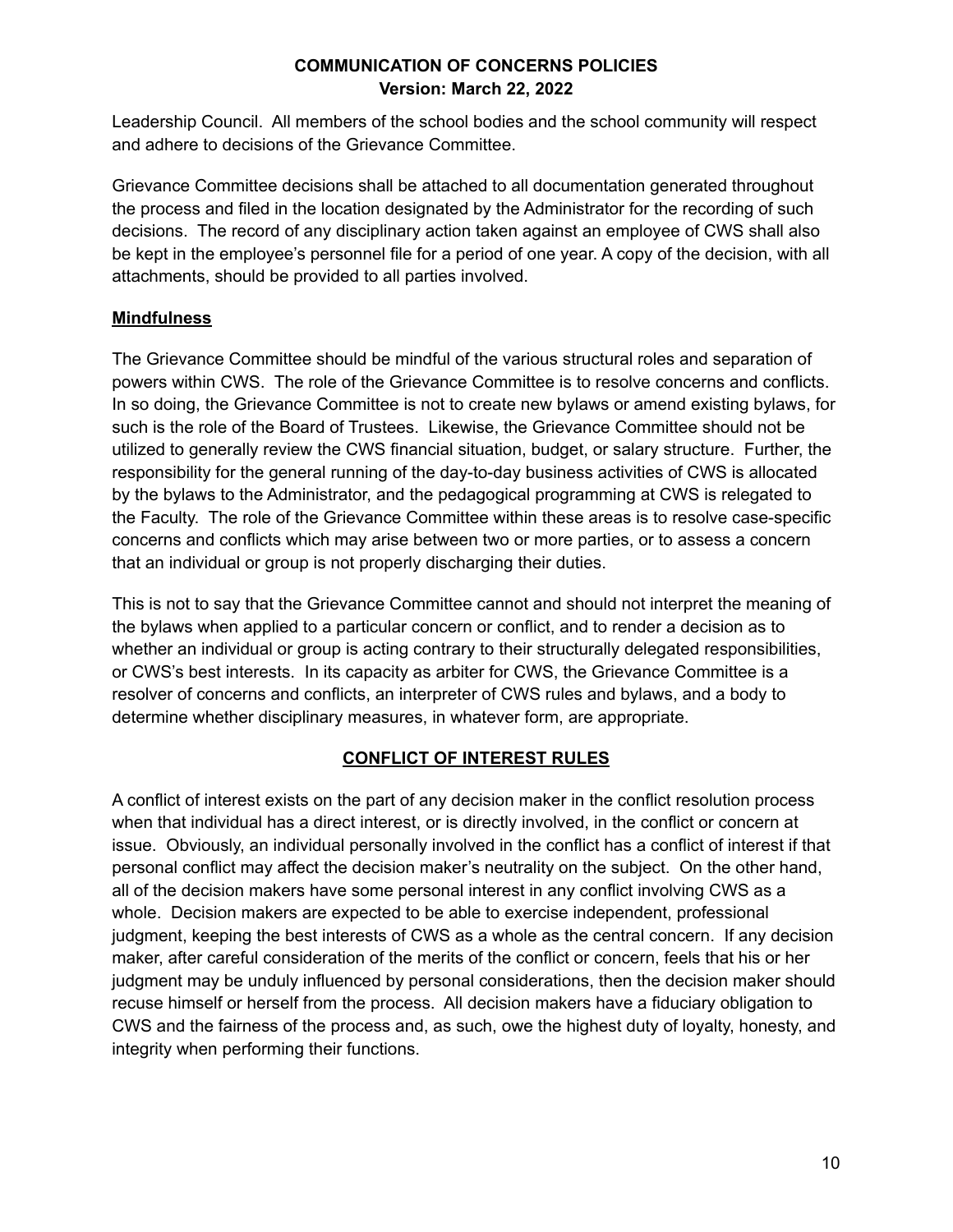Leadership Council. All members of the school bodies and the school community will respect and adhere to decisions of the Grievance Committee.

Grievance Committee decisions shall be attached to all documentation generated throughout the process and filed in the location designated by the Administrator for the recording of such decisions. The record of any disciplinary action taken against an employee of CWS shall also be kept in the employee's personnel file for a period of one year. A copy of the decision, with all attachments, should be provided to all parties involved.

**Mindfulness**

The Grievance Committee should be mindful of the various structural roles and separation of powers within CWS. The role of the Grievance Committee is to resolve concerns and conflicts. In so doing, the Grievance Committee is not to create new bylaws or amend existing bylaws, for such is the role of the Board of Trustees. Likewise, the Grievance Committee should not be utilized to generally review the CWS financial situation, budget, or salary structure. Further, the responsibility for the general running of the day-to-day business activities of CWS is allocated by the bylaws to the Administrator, and the pedagogical programming at CWS is relegated to the Faculty. The role of the Grievance Committee within these areas is to resolve case-specific concerns and conflicts which may arise between two or more parties, or to assess a concern that an individual or group is not properly discharging their duties.

This is not to say that the Grievance Committee cannot and should not interpret the meaning of the bylaws when applied to a particular concern or conflict, and to render a decision as to whether an individual or group is acting contrary to their structurally delegated responsibilities, or CWS's best interests. In its capacity as arbiter for CWS, the Grievance Committee is a resolver of concerns and conflicts, an interpreter of CWS rules and bylaws, and a body to determine whether disciplinary measures, in whatever form, are appropriate.

## CONFLICT OF INTEREST RULES

A conflict of interest exists on the part of any decision maker in the conflict resolution process when that individual has a direct interest, or is directly involved, in the conflict or concern at issue. Obviously, an individual personally involved in the conflict has a conflict of interest if that personal conflict may affect the decision maker's neutrality on the subject. On the other hand, all of the decision makers have some personal interest in any conflict involving CWS as a whole. Decision makers are expected to be able to exercise independent, professional judgment, keeping the best interests of CWS as a whole as the central concern. If any decision maker, after careful consideration of the merits of the conflict or concern, feels that his or her judgment may be unduly influenced by personal considerations, then the decision maker should recuse himself or herself from the process. All decision makers have a fiduciary obligation to CWS and the fairness of the process and, as such, owe the highest duty of loyalty, honesty, and integrity when performing their functions.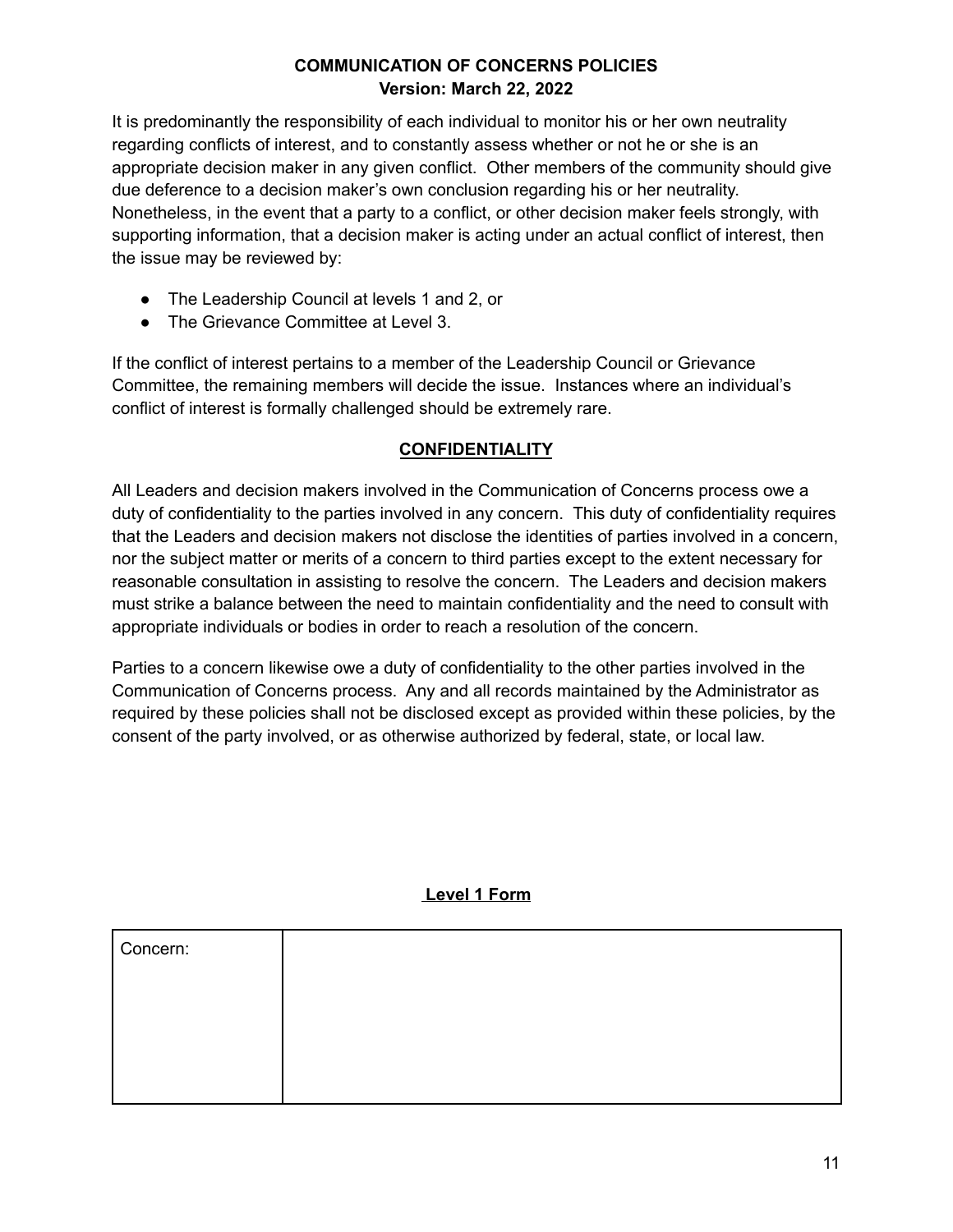It is predominantly the responsibility of each individual to monitor his or her own neutrality regarding conflicts of interest, and to constantly assess whether or not he or she is an appropriate decision maker in any given conflict. Other members of the community should give due deference to a decision maker's own conclusion regarding his or her neutrality. Nonetheless, in the event that a party to a conflict, or other decision maker feels strongly, with supporting information, that a decision maker is acting under an actual conflict of interest, then the issue may be reviewed by:

- The Leadership Council at levels 1 and 2, or
- The Grievance Committee at Level 3.

If the conflict of interest pertains to a member of the Leadership Council or Grievance Committee, the remaining members will decide the issue. Instances where an individual's conflict of interest is formally challenged should be extremely rare.

## CONFIDENTIALITY

All Leaders and decision makers involved in the Communication of Concerns process owe a duty of confidentiality to the parties involved in any concern. This duty of confidentiality requires that the Leaders and decision makers not disclose the identities of parties involved in a concern, nor the subject matter or merits of a concern to third parties except to the extent necessary for reasonable consultation in assisting to resolve the concern. The Leaders and decision makers must strike a balance between the need to maintain confidentiality and the need to consult with appropriate individuals or bodies in order to reach a resolution of the concern.

Parties to a concern likewise owe a duty of confidentiality to the other parties involved in the Communication of Concerns process. Any and all records maintained by the Administrator as required by these policies shall not be disclosed except as provided within these policies, by the consent of the party involved, or as otherwise authorized by federal, state, or local law.

## Level 1 Form

| Concern: | |
| --- | --- |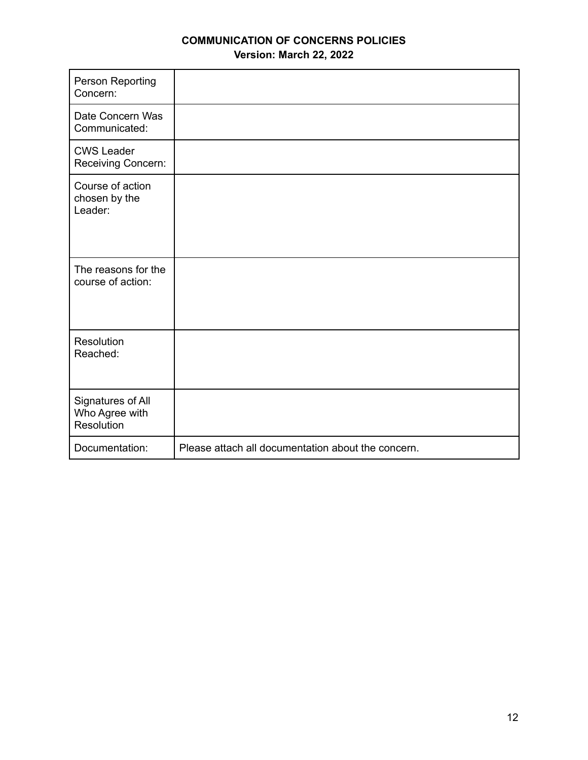**COMMUNICATION OF CONCERNS POLICIES**

**Version: March 22, 2022**

| | |
|---|---|
| Person Reporting Concern: | |
| Date Concern Was Communicated: | |
| CWS Leader Receiving Concern: | |
| Course of action chosen by the Leader: | |
| The reasons for the course of action: | |
| Resolution Reached: | |
| Signatures of All Who Agree with Resolution | |
| Documentation: | Please attach all documentation about the concern. |